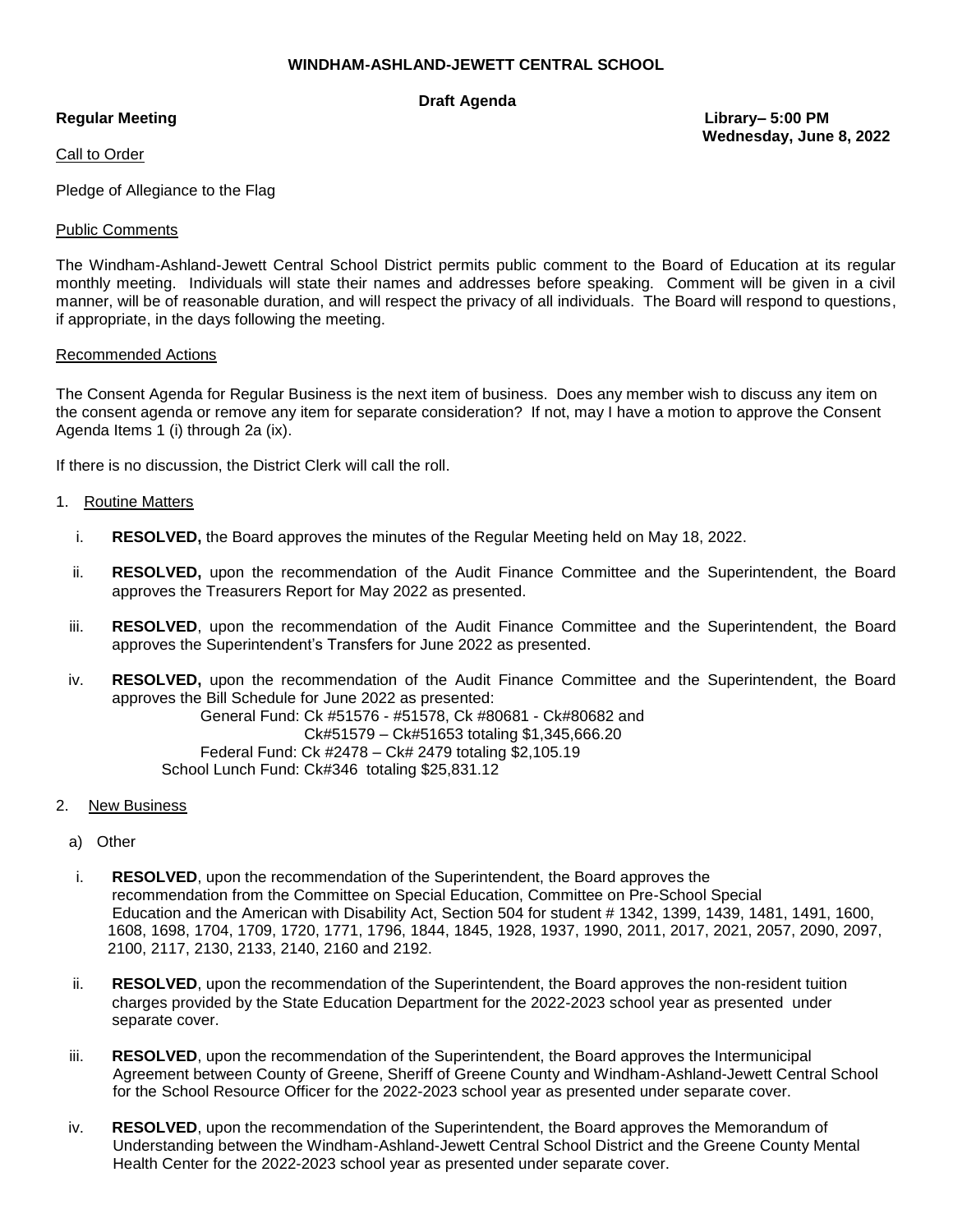**WINDHAM-ASHLAND-JEWETT CENTRAL SCHOOL**

**Draft Agenda**

**Regular Meeting** **Library– 5:00 PM**
**Wednesday, June 8, 2022**

Call to Order

Pledge of Allegiance to the Flag

Public Comments

The Windham-Ashland-Jewett Central School District permits public comment to the Board of Education at its regular monthly meeting. Individuals will state their names and addresses before speaking. Comment will be given in a civil manner, will be of reasonable duration, and will respect the privacy of all individuals. The Board will respond to questions, if appropriate, in the days following the meeting.

Recommended Actions

The Consent Agenda for Regular Business is the next item of business. Does any member wish to discuss any item on the consent agenda or remove any item for separate consideration? If not, may I have a motion to approve the Consent Agenda Items 1 (i) through 2a (ix).

If there is no discussion, the District Clerk will call the roll.

1. Routine Matters

   i. **RESOLVED,** the Board approves the minutes of the Regular Meeting held on May 18, 2022.

   ii. **RESOLVED,** upon the recommendation of the Audit Finance Committee and the Superintendent, the Board approves the Treasurers Report for May 2022 as presented.

   iii. **RESOLVED**, upon the recommendation of the Audit Finance Committee and the Superintendent, the Board approves the Superintendent's Transfers for June 2022 as presented.

   iv. **RESOLVED,** upon the recommendation of the Audit Finance Committee and the Superintendent, the Board approves the Bill Schedule for June 2022 as presented:
   General Fund: Ck #51576 - #51578, Ck #80681 - Ck#80682 and
   Ck#51579 – Ck#51653 totaling $1,345,666.20
   Federal Fund: Ck #2478 – Ck# 2479 totaling $2,105.19
   School Lunch Fund: Ck#346 totaling $25,831.12

2. New Business

   a) Other

   i. **RESOLVED**, upon the recommendation of the Superintendent, the Board approves the recommendation from the Committee on Special Education, Committee on Pre-School Special Education and the American with Disability Act, Section 504 for student # 1342, 1399, 1439, 1481, 1491, 1600, 1608, 1698, 1704, 1709, 1720, 1771, 1796, 1844, 1845, 1928, 1937, 1990, 2011, 2017, 2021, 2057, 2090, 2097, 2100, 2117, 2130, 2133, 2140, 2160 and 2192.

   ii. **RESOLVED**, upon the recommendation of the Superintendent, the Board approves the non-resident tuition charges provided by the State Education Department for the 2022-2023 school year as presented under separate cover.

   iii. **RESOLVED**, upon the recommendation of the Superintendent, the Board approves the Intermunicipal Agreement between County of Greene, Sheriff of Greene County and Windham-Ashland-Jewett Central School for the School Resource Officer for the 2022-2023 school year as presented under separate cover.

   iv. **RESOLVED**, upon the recommendation of the Superintendent, the Board approves the Memorandum of Understanding between the Windham-Ashland-Jewett Central School District and the Greene County Mental Health Center for the 2022-2023 school year as presented under separate cover.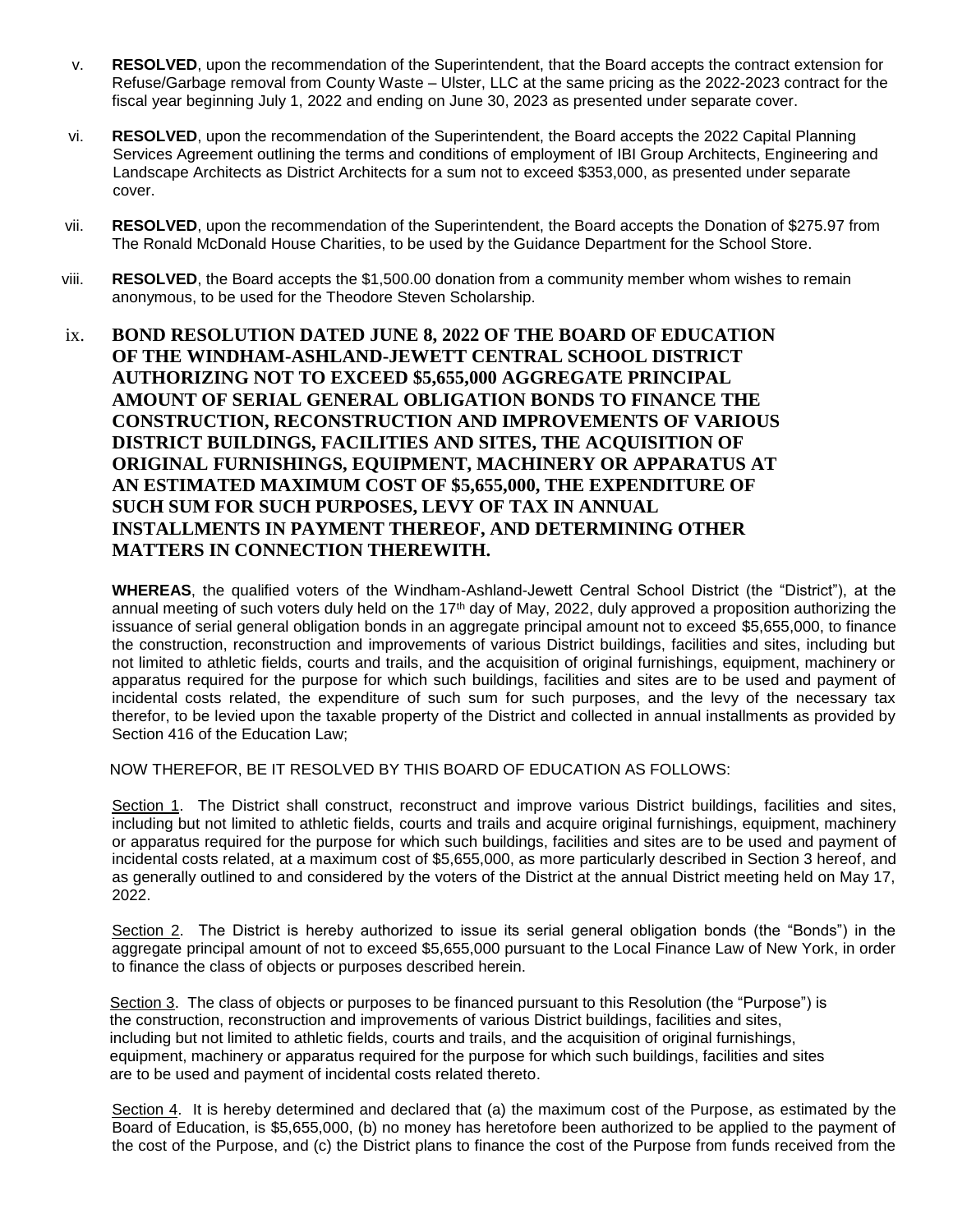v. **RESOLVED**, upon the recommendation of the Superintendent, that the Board accepts the contract extension for Refuse/Garbage removal from County Waste – Ulster, LLC at the same pricing as the 2022-2023 contract for the fiscal year beginning July 1, 2022 and ending on June 30, 2023 as presented under separate cover.

vi. **RESOLVED**, upon the recommendation of the Superintendent, the Board accepts the 2022 Capital Planning Services Agreement outlining the terms and conditions of employment of IBI Group Architects, Engineering and Landscape Architects as District Architects for a sum not to exceed $353,000, as presented under separate cover.

vii. **RESOLVED**, upon the recommendation of the Superintendent, the Board accepts the Donation of $275.97 from The Ronald McDonald House Charities, to be used by the Guidance Department for the School Store.

viii. **RESOLVED**, the Board accepts the $1,500.00 donation from a community member whom wishes to remain anonymous, to be used for the Theodore Steven Scholarship.

ix. **BOND RESOLUTION DATED JUNE 8, 2022 OF THE BOARD OF EDUCATION OF THE WINDHAM-ASHLAND-JEWETT CENTRAL SCHOOL DISTRICT AUTHORIZING NOT TO EXCEED $5,655,000 AGGREGATE PRINCIPAL AMOUNT OF SERIAL GENERAL OBLIGATION BONDS TO FINANCE THE CONSTRUCTION, RECONSTRUCTION AND IMPROVEMENTS OF VARIOUS DISTRICT BUILDINGS, FACILITIES AND SITES, THE ACQUISITION OF ORIGINAL FURNISHINGS, EQUIPMENT, MACHINERY OR APPARATUS AT AN ESTIMATED MAXIMUM COST OF $5,655,000, THE EXPENDITURE OF SUCH SUM FOR SUCH PURPOSES, LEVY OF TAX IN ANNUAL INSTALLMENTS IN PAYMENT THEREOF, AND DETERMINING OTHER MATTERS IN CONNECTION THEREWITH.**

**WHEREAS**, the qualified voters of the Windham-Ashland-Jewett Central School District (the "District"), at the annual meeting of such voters duly held on the 17th day of May, 2022, duly approved a proposition authorizing the issuance of serial general obligation bonds in an aggregate principal amount not to exceed $5,655,000, to finance the construction, reconstruction and improvements of various District buildings, facilities and sites, including but not limited to athletic fields, courts and trails, and the acquisition of original furnishings, equipment, machinery or apparatus required for the purpose for which such buildings, facilities and sites are to be used and payment of incidental costs related, the expenditure of such sum for such purposes, and the levy of the necessary tax therefor, to be levied upon the taxable property of the District and collected in annual installments as provided by Section 416 of the Education Law;

NOW THEREFOR, BE IT RESOLVED BY THIS BOARD OF EDUCATION AS FOLLOWS:

Section 1. The District shall construct, reconstruct and improve various District buildings, facilities and sites, including but not limited to athletic fields, courts and trails and acquire original furnishings, equipment, machinery or apparatus required for the purpose for which such buildings, facilities and sites are to be used and payment of incidental costs related, at a maximum cost of $5,655,000, as more particularly described in Section 3 hereof, and as generally outlined to and considered by the voters of the District at the annual District meeting held on May 17, 2022.

Section 2. The District is hereby authorized to issue its serial general obligation bonds (the "Bonds") in the aggregate principal amount of not to exceed $5,655,000 pursuant to the Local Finance Law of New York, in order to finance the class of objects or purposes described herein.

Section 3. The class of objects or purposes to be financed pursuant to this Resolution (the "Purpose") is the construction, reconstruction and improvements of various District buildings, facilities and sites, including but not limited to athletic fields, courts and trails, and the acquisition of original furnishings, equipment, machinery or apparatus required for the purpose for which such buildings, facilities and sites are to be used and payment of incidental costs related thereto.

Section 4. It is hereby determined and declared that (a) the maximum cost of the Purpose, as estimated by the Board of Education, is $5,655,000, (b) no money has heretofore been authorized to be applied to the payment of the cost of the Purpose, and (c) the District plans to finance the cost of the Purpose from funds received from the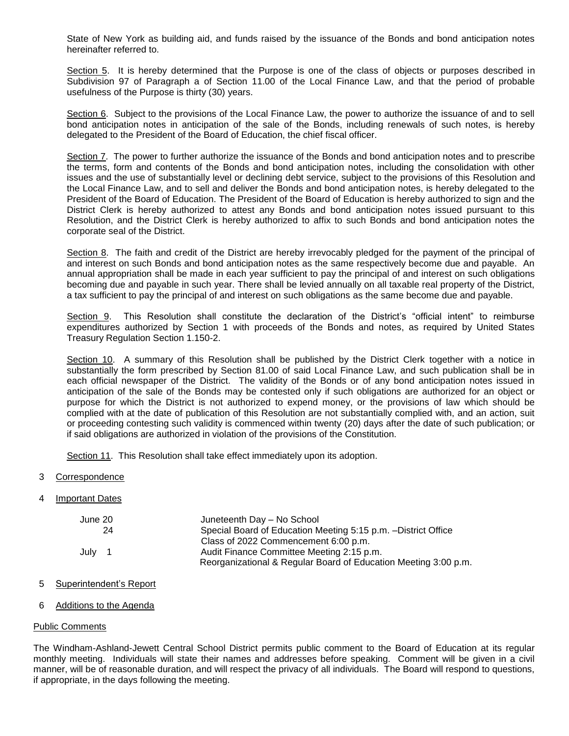State of New York as building aid, and funds raised by the issuance of the Bonds and bond anticipation notes hereinafter referred to.

Section 5. It is hereby determined that the Purpose is one of the class of objects or purposes described in Subdivision 97 of Paragraph a of Section 11.00 of the Local Finance Law, and that the period of probable usefulness of the Purpose is thirty (30) years.

Section 6. Subject to the provisions of the Local Finance Law, the power to authorize the issuance of and to sell bond anticipation notes in anticipation of the sale of the Bonds, including renewals of such notes, is hereby delegated to the President of the Board of Education, the chief fiscal officer.

Section 7. The power to further authorize the issuance of the Bonds and bond anticipation notes and to prescribe the terms, form and contents of the Bonds and bond anticipation notes, including the consolidation with other issues and the use of substantially level or declining debt service, subject to the provisions of this Resolution and the Local Finance Law, and to sell and deliver the Bonds and bond anticipation notes, is hereby delegated to the President of the Board of Education. The President of the Board of Education is hereby authorized to sign and the District Clerk is hereby authorized to attest any Bonds and bond anticipation notes issued pursuant to this Resolution, and the District Clerk is hereby authorized to affix to such Bonds and bond anticipation notes the corporate seal of the District.

Section 8. The faith and credit of the District are hereby irrevocably pledged for the payment of the principal of and interest on such Bonds and bond anticipation notes as the same respectively become due and payable. An annual appropriation shall be made in each year sufficient to pay the principal of and interest on such obligations becoming due and payable in such year. There shall be levied annually on all taxable real property of the District, a tax sufficient to pay the principal of and interest on such obligations as the same become due and payable.

Section 9. This Resolution shall constitute the declaration of the District's "official intent" to reimburse expenditures authorized by Section 1 with proceeds of the Bonds and notes, as required by United States Treasury Regulation Section 1.150-2.

Section 10. A summary of this Resolution shall be published by the District Clerk together with a notice in substantially the form prescribed by Section 81.00 of said Local Finance Law, and such publication shall be in each official newspaper of the District. The validity of the Bonds or of any bond anticipation notes issued in anticipation of the sale of the Bonds may be contested only if such obligations are authorized for an object or purpose for which the District is not authorized to expend money, or the provisions of law which should be complied with at the date of publication of this Resolution are not substantially complied with, and an action, suit or proceeding contesting such validity is commenced within twenty (20) days after the date of such publication; or if said obligations are authorized in violation of the provisions of the Constitution.

Section 11. This Resolution shall take effect immediately upon its adoption.

3 Correspondence

4 Important Dates

| | |
|---|---|
| June 20 | Juneteenth Day – No School |
| 24 | Special Board of Education Meeting 5:15 p.m. –District Office |
| | Class of 2022 Commencement 6:00 p.m. |
| July 1 | Audit Finance Committee Meeting 2:15 p.m. |
| | Reorganizational & Regular Board of Education Meeting 3:00 p.m. |

5 Superintendent's Report

6 Additions to the Agenda

Public Comments

The Windham-Ashland-Jewett Central School District permits public comment to the Board of Education at its regular monthly meeting. Individuals will state their names and addresses before speaking. Comment will be given in a civil manner, will be of reasonable duration, and will respect the privacy of all individuals. The Board will respond to questions, if appropriate, in the days following the meeting.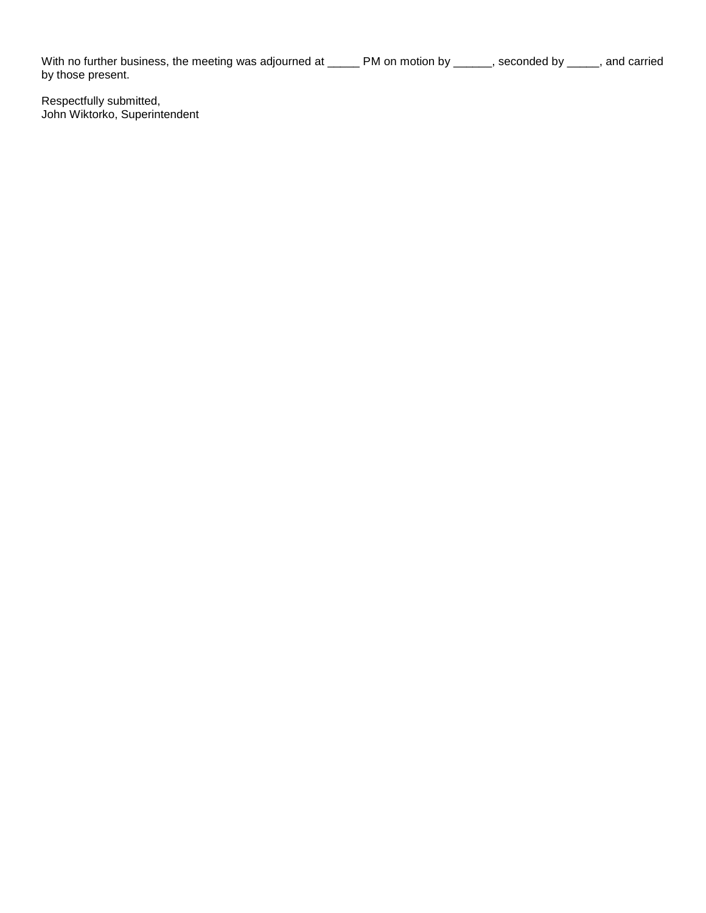With no further business, the meeting was adjourned at _____ PM on motion by ______, seconded by _____, and carried by those present.

Respectfully submitted,
John Wiktorko, Superintendent